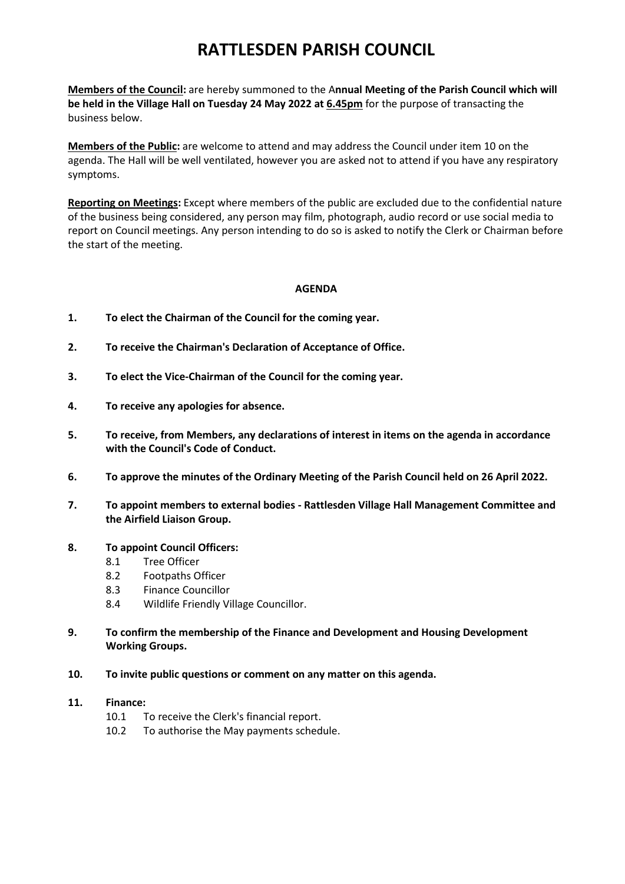# RATTLESDEN PARISH COUNCIL

**Members of the Council:** are hereby summoned to the A**nnual Meeting of the Parish Council which will be held in the Village Hall on Tuesday 24 May 2022 at 6.45pm** for the purpose of transacting the business below.

**Members of the Public:** are welcome to attend and may address the Council under item 10 on the agenda. The Hall will be well ventilated, however you are asked not to attend if you have any respiratory symptoms.

**Reporting on Meetings:** Except where members of the public are excluded due to the confidential nature of the business being considered, any person may film, photograph, audio record or use social media to report on Council meetings. Any person intending to do so is asked to notify the Clerk or Chairman before the start of the meeting.

**AGENDA**

1. **To elect the Chairman of the Council for the coming year.**

2. **To receive the Chairman's Declaration of Acceptance of Office.**

3. **To elect the Vice-Chairman of the Council for the coming year.**

4. **To receive any apologies for absence.**

5. **To receive, from Members, any declarations of interest in items on the agenda in accordance with the Council's Code of Conduct.**

6. **To approve the minutes of the Ordinary Meeting of the Parish Council held on 26 April 2022.**

7. **To appoint members to external bodies - Rattlesden Village Hall Management Committee and the Airfield Liaison Group.**

8. **To appoint Council Officers:**
   - 8.1 Tree Officer
   - 8.2 Footpaths Officer
   - 8.3 Finance Councillor
   - 8.4 Wildlife Friendly Village Councillor.

9. **To confirm the membership of the Finance and Development and Housing Development Working Groups.**

10. **To invite public questions or comment on any matter on this agenda.**

11. **Finance:**
    - 10.1 To receive the Clerk's financial report.
    - 10.2 To authorise the May payments schedule.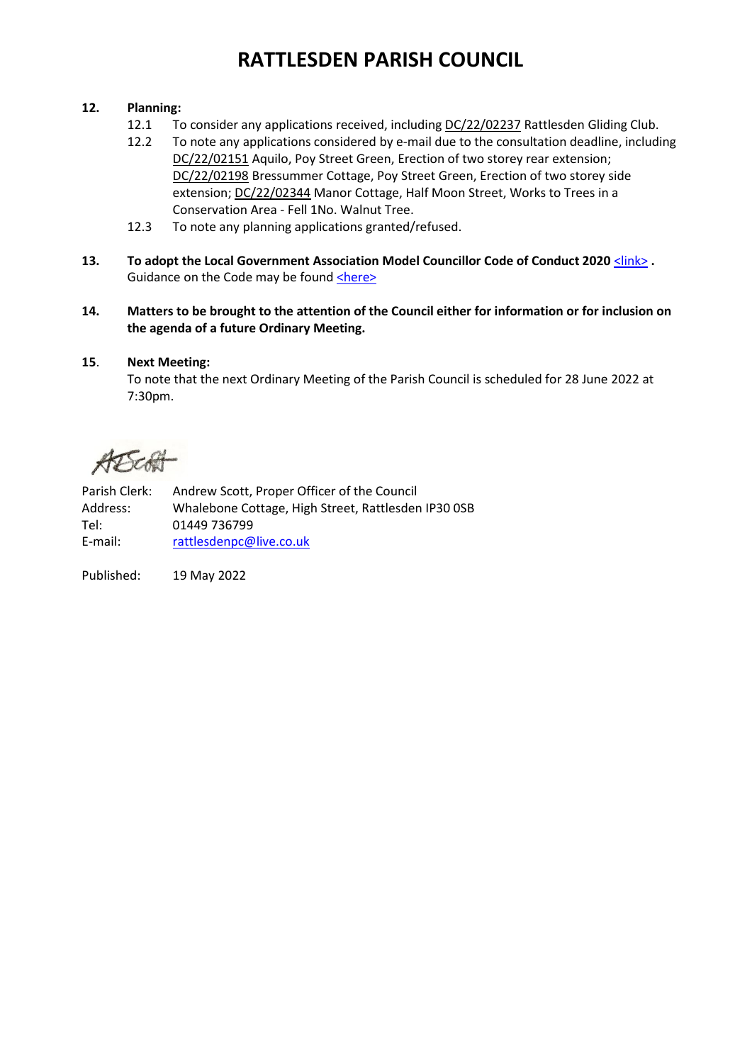# RATTLESDEN PARISH COUNCIL

**12. Planning:**

12.1 To consider any applications received, including DC/22/02237 Rattlesden Gliding Club.

12.2 To note any applications considered by e-mail due to the consultation deadline, including DC/22/02151 Aquilo, Poy Street Green, Erection of two storey rear extension; DC/22/02198 Bressummer Cottage, Poy Street Green, Erection of two storey side extension; DC/22/02344 Manor Cottage, Half Moon Street, Works to Trees in a Conservation Area - Fell 1No. Walnut Tree.

12.3 To note any planning applications granted/refused.

**13. To adopt the Local Government Association Model Councillor Code of Conduct 2020** <link> **.**
Guidance on the Code may be found <here>

**14. Matters to be brought to the attention of the Council either for information or for inclusion on the agenda of a future Ordinary Meeting.**

**15. Next Meeting:**
To note that the next Ordinary Meeting of the Parish Council is scheduled for 28 June 2022 at 7:30pm.

AEScott

| | |
|---|---|
| Parish Clerk: | Andrew Scott, Proper Officer of the Council |
| Address: | Whalebone Cottage, High Street, Rattlesden IP30 0SB |
| Tel: | 01449 736799 |
| E-mail: | rattlesdenpc@live.co.uk |

Published: 19 May 2022